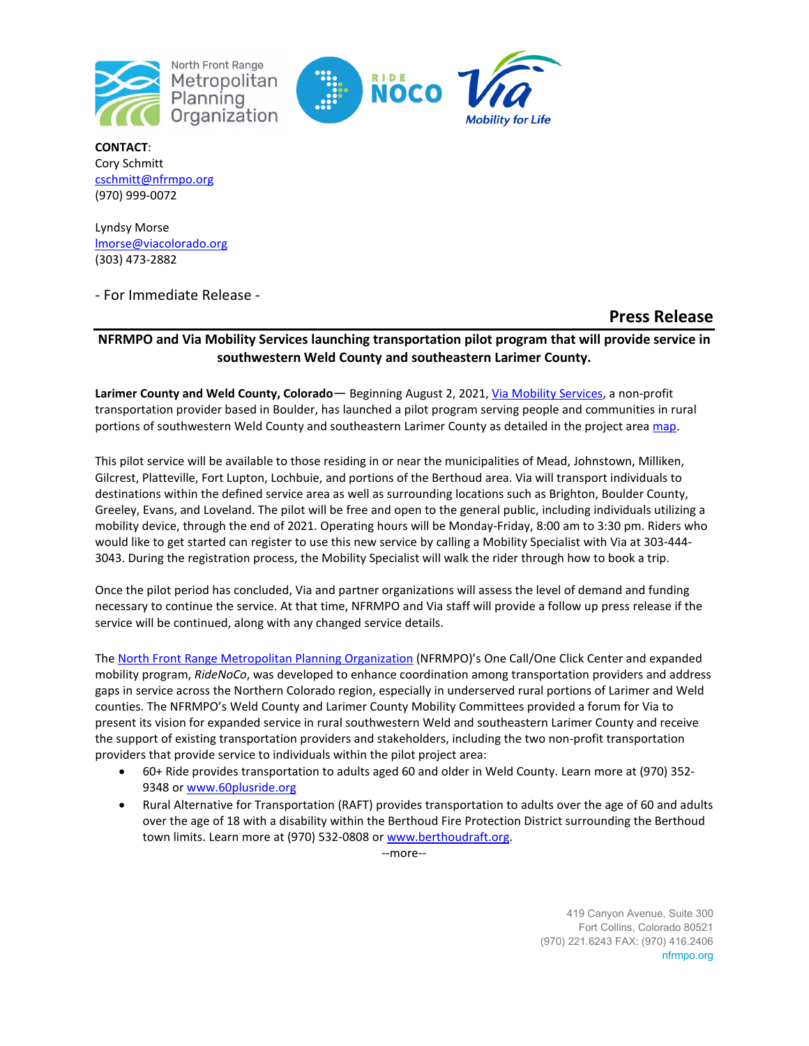**CONTACT**:
Cory Schmitt
cschmitt@nfrmpo.org
(970) 999-0072

Lyndsy Morse
lmorse@viacolorado.org
(303) 473-2882

- For Immediate Release -

# Press Release

**NFRMPO and Via Mobility Services launching transportation pilot program that will provide service in southwestern Weld County and southeastern Larimer County.**

**Larimer County and Weld County, Colorado**— Beginning August 2, 2021, Via Mobility Services, a non-profit transportation provider based in Boulder, has launched a pilot program serving people and communities in rural portions of southwestern Weld County and southeastern Larimer County as detailed in the project area map.

This pilot service will be available to those residing in or near the municipalities of Mead, Johnstown, Milliken, Gilcrest, Platteville, Fort Lupton, Lochbuie, and portions of the Berthoud area. Via will transport individuals to destinations within the defined service area as well as surrounding locations such as Brighton, Boulder County, Greeley, Evans, and Loveland. The pilot will be free and open to the general public, including individuals utilizing a mobility device, through the end of 2021. Operating hours will be Monday-Friday, 8:00 am to 3:30 pm. Riders who would like to get started can register to use this new service by calling a Mobility Specialist with Via at 303-444-3043. During the registration process, the Mobility Specialist will walk the rider through how to book a trip.

Once the pilot period has concluded, Via and partner organizations will assess the level of demand and funding necessary to continue the service. At that time, NFRMPO and Via staff will provide a follow up press release if the service will be continued, along with any changed service details.

The North Front Range Metropolitan Planning Organization (NFRMPO)'s One Call/One Click Center and expanded mobility program, *RideNoCo*, was developed to enhance coordination among transportation providers and address gaps in service across the Northern Colorado region, especially in underserved rural portions of Larimer and Weld counties. The NFRMPO's Weld County and Larimer County Mobility Committees provided a forum for Via to present its vision for expanded service in rural southwestern Weld and southeastern Larimer County and receive the support of existing transportation providers and stakeholders, including the two non-profit transportation providers that provide service to individuals within the pilot project area:

- 60+ Ride provides transportation to adults aged 60 and older in Weld County. Learn more at (970) 352-9348 or www.60plusride.org
- Rural Alternative for Transportation (RAFT) provides transportation to adults over the age of 60 and adults over the age of 18 with a disability within the Berthoud Fire Protection District surrounding the Berthoud town limits. Learn more at (970) 532-0808 or www.berthoudraft.org.

--more--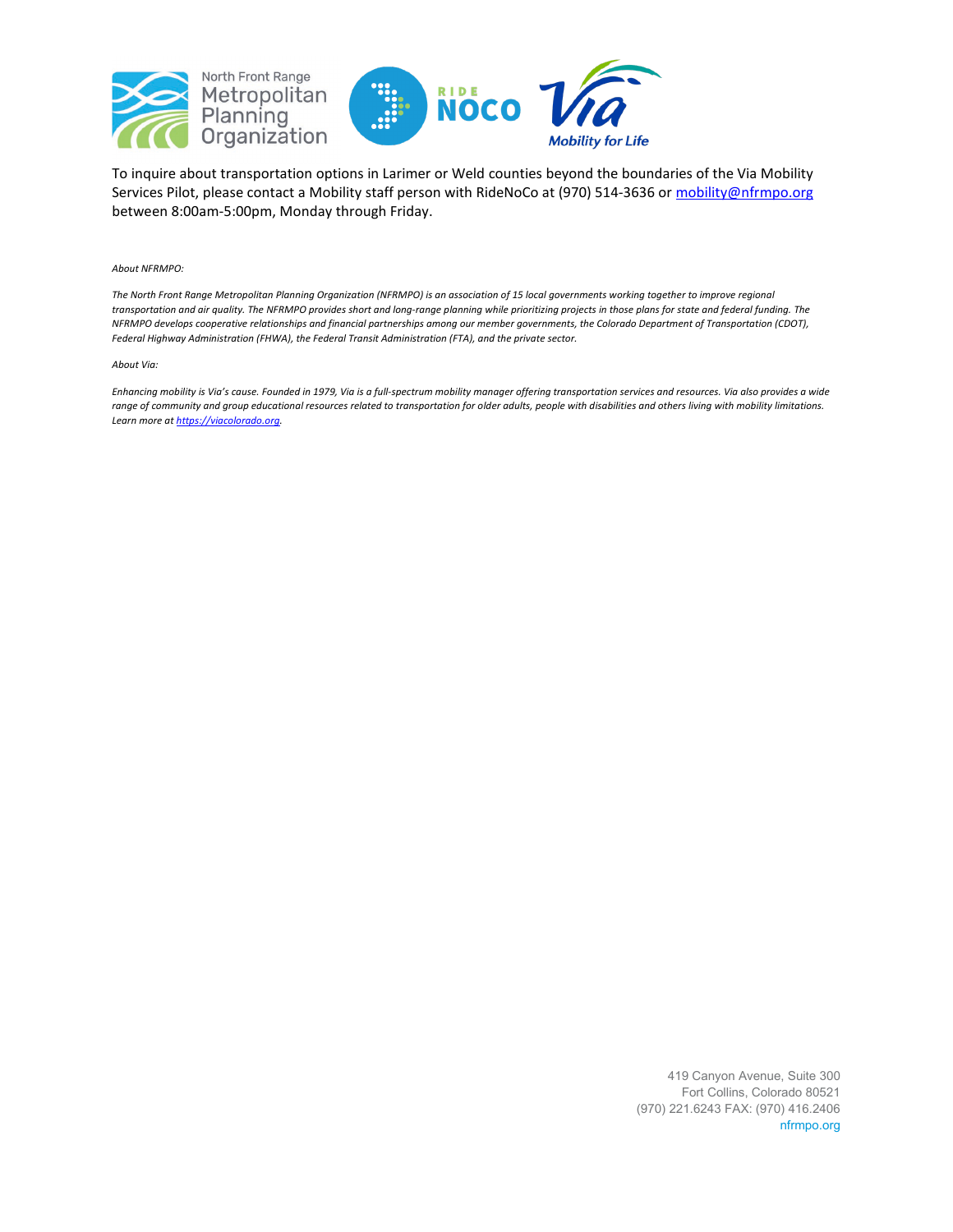To inquire about transportation options in Larimer or Weld counties beyond the boundaries of the Via Mobility Services Pilot, please contact a Mobility staff person with RideNoCo at (970) 514-3636 or [mobility@nfrmpo.org](mailto:mobility@nfrmpo.org) between 8:00am-5:00pm, Monday through Friday.

*About NFRMPO:*

*The North Front Range Metropolitan Planning Organization (NFRMPO) is an association of 15 local governments working together to improve regional transportation and air quality. The NFRMPO provides short and long-range planning while prioritizing projects in those plans for state and federal funding. The NFRMPO develops cooperative relationships and financial partnerships among our member governments, the Colorado Department of Transportation (CDOT), Federal Highway Administration (FHWA), the Federal Transit Administration (FTA), and the private sector.*

*About Via:*

*Enhancing mobility is Via's cause. Founded in 1979, Via is a full-spectrum mobility manager offering transportation services and resources. Via also provides a wide range of community and group educational resources related to transportation for older adults, people with disabilities and others living with mobility limitations. Learn more at [https://viacolorado.org](https://viacolorado.org).*

419 Canyon Avenue, Suite 300
Fort Collins, Colorado 80521
(970) 221.6243 FAX: (970) 416.2406
nfrmpo.org